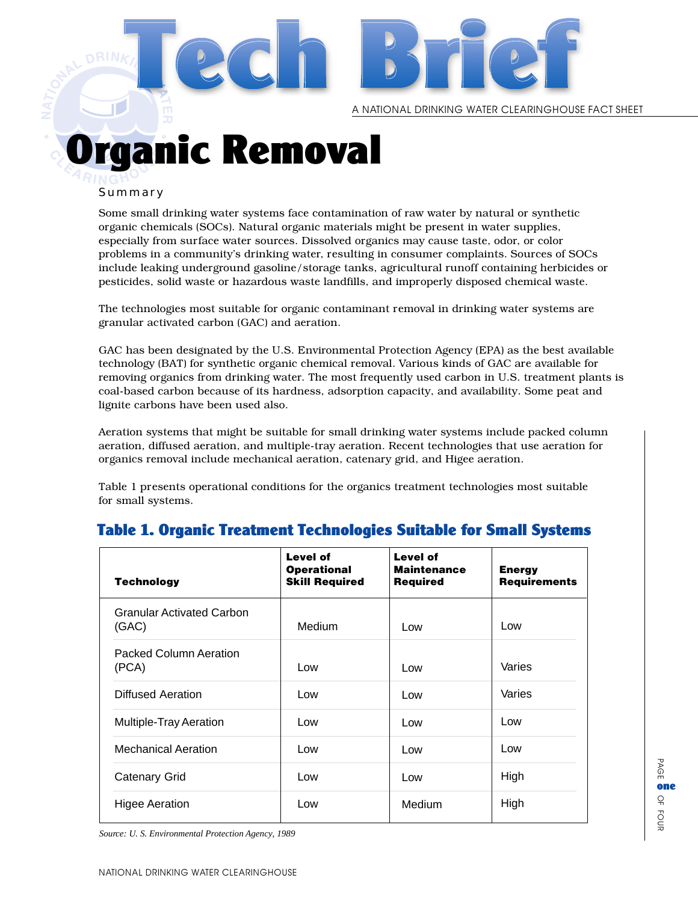# Tech Brief

A NATIONAL DRINKING WATER CLEARINGHOUSE FACT SHEET

# Organic Removal

## Summary

Some small drinking water systems face contamination of raw water by natural or synthetic organic chemicals (SOCs). Natural organic materials might be present in water supplies, especially from surface water sources. Dissolved organics may cause taste, odor, or color problems in a community's drinking water, resulting in consumer complaints. Sources of SOCs include leaking underground gasoline/storage tanks, agricultural runoff containing herbicides or pesticides, solid waste or hazardous waste landfills, and improperly disposed chemical waste.

The technologies most suitable for organic contaminant removal in drinking water systems are granular activated carbon (GAC) and aeration.

GAC has been designated by the U.S. Environmental Protection Agency (EPA) as the best available technology (BAT) for synthetic organic chemical removal. Various kinds of GAC are available for removing organics from drinking water. The most frequently used carbon in U.S. treatment plants is coal-based carbon because of its hardness, adsorption capacity, and availability. Some peat and lignite carbons have been used also.

Aeration systems that might be suitable for small drinking water systems include packed column aeration, diffused aeration, and multiple-tray aeration. Recent technologies that use aeration for organics removal include mechanical aeration, catenary grid, and Higee aeration.

Table 1 presents operational conditions for the organics treatment technologies most suitable for small systems.

### Table 1. Organic Treatment Technologies Suitable for Small Systems

| Technology | Level of Operational Skill Required | Level of Maintenance Required | Energy Requirements |
|---|---|---|---|
| Granular Activated Carbon (GAC) | Medium | Low | Low |
| Packed Column Aeration (PCA) | Low | Low | Varies |
| Diffused Aeration | Low | Low | Varies |
| Multiple-Tray Aeration | Low | Low | Low |
| Mechanical Aeration | Low | Low | Low |
| Catenary Grid | Low | Low | High |
| Higee Aeration | Low | Medium | High |

*Source: U. S. Environmental Protection Agency, 1989*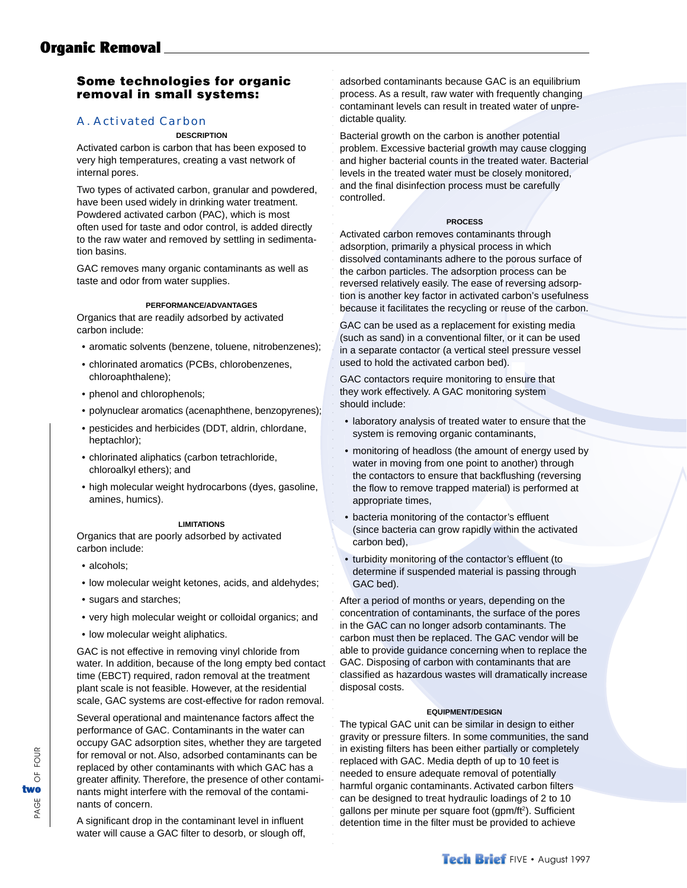## Organic Removal

### Some technologies for organic removal in small systems:

### A. Activated Carbon

#### DESCRIPTION

Activated carbon is carbon that has been exposed to very high temperatures, creating a vast network of internal pores.

Two types of activated carbon, granular and powdered, have been used widely in drinking water treatment. Powdered activated carbon (PAC), which is most often used for taste and odor control, is added directly to the raw water and removed by settling in sedimentation basins.

GAC removes many organic contaminants as well as taste and odor from water supplies.

#### PERFORMANCE/ADVANTAGES

Organics that are readily adsorbed by activated carbon include:

- aromatic solvents (benzene, toluene, nitrobenzenes);
- chlorinated aromatics (PCBs, chlorobenzenes, chloroaphthalene);
- phenol and chlorophenols;
- polynuclear aromatics (acenaphthene, benzopyrenes);
- pesticides and herbicides (DDT, aldrin, chlordane, heptachlor);
- chlorinated aliphatics (carbon tetrachloride, chloroalkyl ethers); and
- high molecular weight hydrocarbons (dyes, gasoline, amines, humics).

#### LIMITATIONS

Organics that are poorly adsorbed by activated carbon include:

- alcohols;
- low molecular weight ketones, acids, and aldehydes;
- sugars and starches;
- very high molecular weight or colloidal organics; and
- low molecular weight aliphatics.

GAC is not effective in removing vinyl chloride from water. In addition, because of the long empty bed contact time (EBCT) required, radon removal at the treatment plant scale is not feasible. However, at the residential scale, GAC systems are cost-effective for radon removal.

Several operational and maintenance factors affect the performance of GAC. Contaminants in the water can occupy GAC adsorption sites, whether they are targeted for removal or not. Also, adsorbed contaminants can be replaced by other contaminants with which GAC has a greater affinity. Therefore, the presence of other contaminants might interfere with the removal of the contaminants of concern.

A significant drop in the contaminant level in influent water will cause a GAC filter to desorb, or slough off, adsorbed contaminants because GAC is an equilibrium process. As a result, raw water with frequently changing contaminant levels can result in treated water of unpredictable quality.

Bacterial growth on the carbon is another potential problem. Excessive bacterial growth may cause clogging and higher bacterial counts in the treated water. Bacterial levels in the treated water must be closely monitored, and the final disinfection process must be carefully controlled.

#### PROCESS

Activated carbon removes contaminants through adsorption, primarily a physical process in which dissolved contaminants adhere to the porous surface of the carbon particles. The adsorption process can be reversed relatively easily. The ease of reversing adsorption is another key factor in activated carbon's usefulness because it facilitates the recycling or reuse of the carbon.

GAC can be used as a replacement for existing media (such as sand) in a conventional filter, or it can be used in a separate contactor (a vertical steel pressure vessel used to hold the activated carbon bed).

GAC contactors require monitoring to ensure that they work effectively. A GAC monitoring system should include:

- laboratory analysis of treated water to ensure that the system is removing organic contaminants,
- monitoring of headloss (the amount of energy used by water in moving from one point to another) through the contactors to ensure that backflushing (reversing the flow to remove trapped material) is performed at appropriate times,
- bacteria monitoring of the contactor's effluent (since bacteria can grow rapidly within the activated carbon bed),
- turbidity monitoring of the contactor's effluent (to determine if suspended material is passing through GAC bed).

After a period of months or years, depending on the concentration of contaminants, the surface of the pores in the GAC can no longer adsorb contaminants. The carbon must then be replaced. The GAC vendor will be able to provide guidance concerning when to replace the GAC. Disposing of carbon with contaminants that are classified as hazardous wastes will dramatically increase disposal costs.

#### EQUIPMENT/DESIGN

The typical GAC unit can be similar in design to either gravity or pressure filters. In some communities, the sand in existing filters has been either partially or completely replaced with GAC. Media depth of up to 10 feet is needed to ensure adequate removal of potentially harmful organic contaminants. Activated carbon filters can be designed to treat hydraulic loadings of 2 to 10 gallons per minute per square foot (gpm/ft$^2$). Sufficient detention time in the filter must be provided to achieve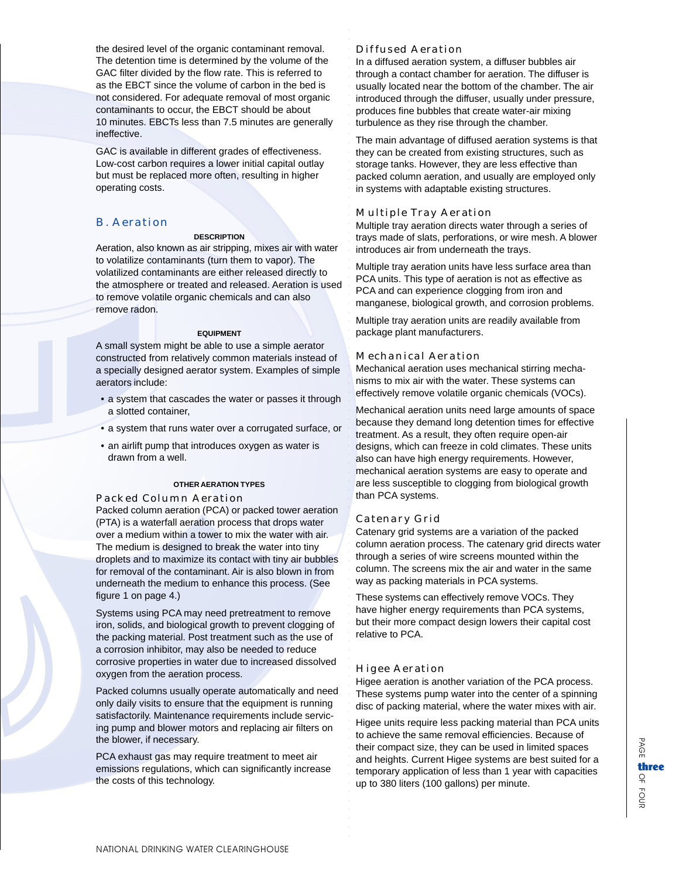the desired level of the organic contaminant removal. The detention time is determined by the volume of the GAC filter divided by the flow rate. This is referred to as the EBCT since the volume of carbon in the bed is not considered. For adequate removal of most organic contaminants to occur, the EBCT should be about 10 minutes. EBCTs less than 7.5 minutes are generally ineffective.

GAC is available in different grades of effectiveness. Low-cost carbon requires a lower initial capital outlay but must be replaced more often, resulting in higher operating costs.

## B. Aeration

**DESCRIPTION**

Aeration, also known as air stripping, mixes air with water to volatilize contaminants (turn them to vapor). The volatilized contaminants are either released directly to the atmosphere or treated and released. Aeration is used to remove volatile organic chemicals and can also remove radon.

**EQUIPMENT**

A small system might be able to use a simple aerator constructed from relatively common materials instead of a specially designed aerator system. Examples of simple aerators include:

- a system that cascades the water or passes it through a slotted container,
- a system that runs water over a corrugated surface, or
- an airlift pump that introduces oxygen as water is drawn from a well.

**OTHER AERATION TYPES**

### Packed Column Aeration

Packed column aeration (PCA) or packed tower aeration (PTA) is a waterfall aeration process that drops water over a medium within a tower to mix the water with air. The medium is designed to break the water into tiny droplets and to maximize its contact with tiny air bubbles for removal of the contaminant. Air is also blown in from underneath the medium to enhance this process. (See figure 1 on page 4.)

Systems using PCA may need pretreatment to remove iron, solids, and biological growth to prevent clogging of the packing material. Post treatment such as the use of a corrosion inhibitor, may also be needed to reduce corrosive properties in water due to increased dissolved oxygen from the aeration process.

Packed columns usually operate automatically and need only daily visits to ensure that the equipment is running satisfactorily. Maintenance requirements include servicing pump and blower motors and replacing air filters on the blower, if necessary.

PCA exhaust gas may require treatment to meet air emissions regulations, which can significantly increase the costs of this technology.

### Diffused Aeration

In a diffused aeration system, a diffuser bubbles air through a contact chamber for aeration. The diffuser is usually located near the bottom of the chamber. The air introduced through the diffuser, usually under pressure, produces fine bubbles that create water-air mixing turbulence as they rise through the chamber.

The main advantage of diffused aeration systems is that they can be created from existing structures, such as storage tanks. However, they are less effective than packed column aeration, and usually are employed only in systems with adaptable existing structures.

### Multiple Tray Aeration

Multiple tray aeration directs water through a series of trays made of slats, perforations, or wire mesh. A blower introduces air from underneath the trays.

Multiple tray aeration units have less surface area than PCA units. This type of aeration is not as effective as PCA and can experience clogging from iron and manganese, biological growth, and corrosion problems.

Multiple tray aeration units are readily available from package plant manufacturers.

### Mechanical Aeration

Mechanical aeration uses mechanical stirring mechanisms to mix air with the water. These systems can effectively remove volatile organic chemicals (VOCs).

Mechanical aeration units need large amounts of space because they demand long detention times for effective treatment. As a result, they often require open-air designs, which can freeze in cold climates. These units also can have high energy requirements. However, mechanical aeration systems are easy to operate and are less susceptible to clogging from biological growth than PCA systems.

### Catenary Grid

Catenary grid systems are a variation of the packed column aeration process. The catenary grid directs water through a series of wire screens mounted within the column. The screens mix the air and water in the same way as packing materials in PCA systems.

These systems can effectively remove VOCs. They have higher energy requirements than PCA systems, but their more compact design lowers their capital cost relative to PCA.

### Higee Aeration

Higee aeration is another variation of the PCA process. These systems pump water into the center of a spinning disc of packing material, where the water mixes with air.

Higee units require less packing material than PCA units to achieve the same removal efficiencies. Because of their compact size, they can be used in limited spaces and heights. Current Higee systems are best suited for a temporary application of less than 1 year with capacities up to 380 liters (100 gallons) per minute.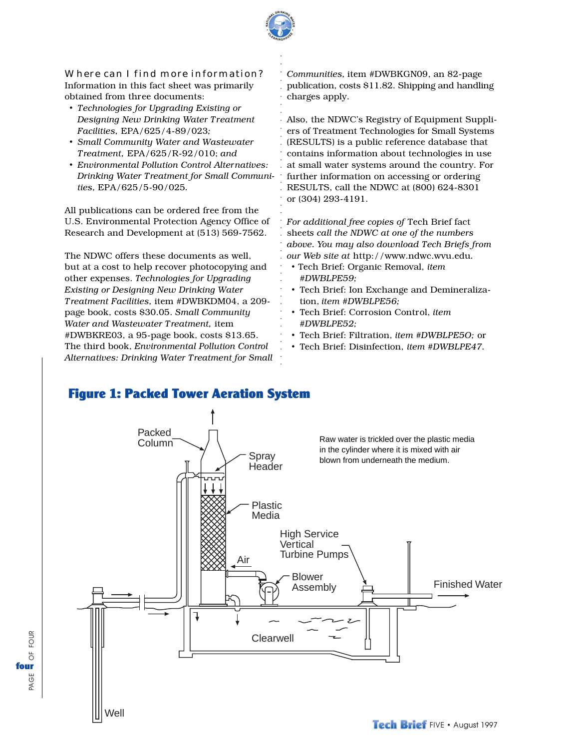## Where can I find more information?

Information in this fact sheet was primarily obtained from three documents:

- *Technologies for Upgrading Existing or Designing New Drinking Water Treatment Facilities,* EPA/625/4-89/023;
- *Small Community Water and Wastewater Treatment,* EPA/625/R-92/010; *and*
- *Environmental Pollution Control Alternatives: Drinking Water Treatment for Small Communities,* EPA/625/5-90/025.

All publications can be ordered free from the U.S. Environmental Protection Agency Office of Research and Development at (513) 569-7562.

The NDWC offers these documents as well, but at a cost to help recover photocopying and other expenses. *Technologies for Upgrading Existing or Designing New Drinking Water Treatment Facilities,* item #DWBKDM04, a 209-page book, costs $30.05. *Small Community Water and Wastewater Treatment,* item #DWBKRE03, a 95-page book, costs $13.65. The third book, *Environmental Pollution Control Alternatives: Drinking Water Treatment for Small Communities,* item #DWBKGN09, an 82-page publication, costs $11.82. Shipping and handling charges apply.

Also, the NDWC's Registry of Equipment Suppliers of Treatment Technologies for Small Systems (RESULTS) is a public reference database that contains information about technologies in use at small water systems around the country. For further information on accessing or ordering RESULTS, call the NDWC at (800) 624-8301 or (304) 293-4191.

*For additional free copies of* Tech Brief fact sheets *call the NDWC at one of the numbers above. You may also download Tech Briefs from our Web site at* http://www.ndwc.wvu.edu.

- Tech Brief: Organic Removal, *item #DWBLPE59;*
- Tech Brief: Ion Exchange and Demineralization, *item #DWBLPE56;*
- Tech Brief: Corrosion Control, *item #DWBLPE52;*
- Tech Brief: Filtration, *item #DWBLPE50;* or
- Tech Brief: Disinfection, *item #DWBLPE47.*

## Figure 1: Packed Tower Aeration System

Packed Column

Spray Header

Plastic Media

Air

High Service Vertical Turbine Pumps

Blower Assembly

Finished Water

Clearwell

Well

Raw water is trickled over the plastic media in the cylinder where it is mixed with air blown from underneath the medium.